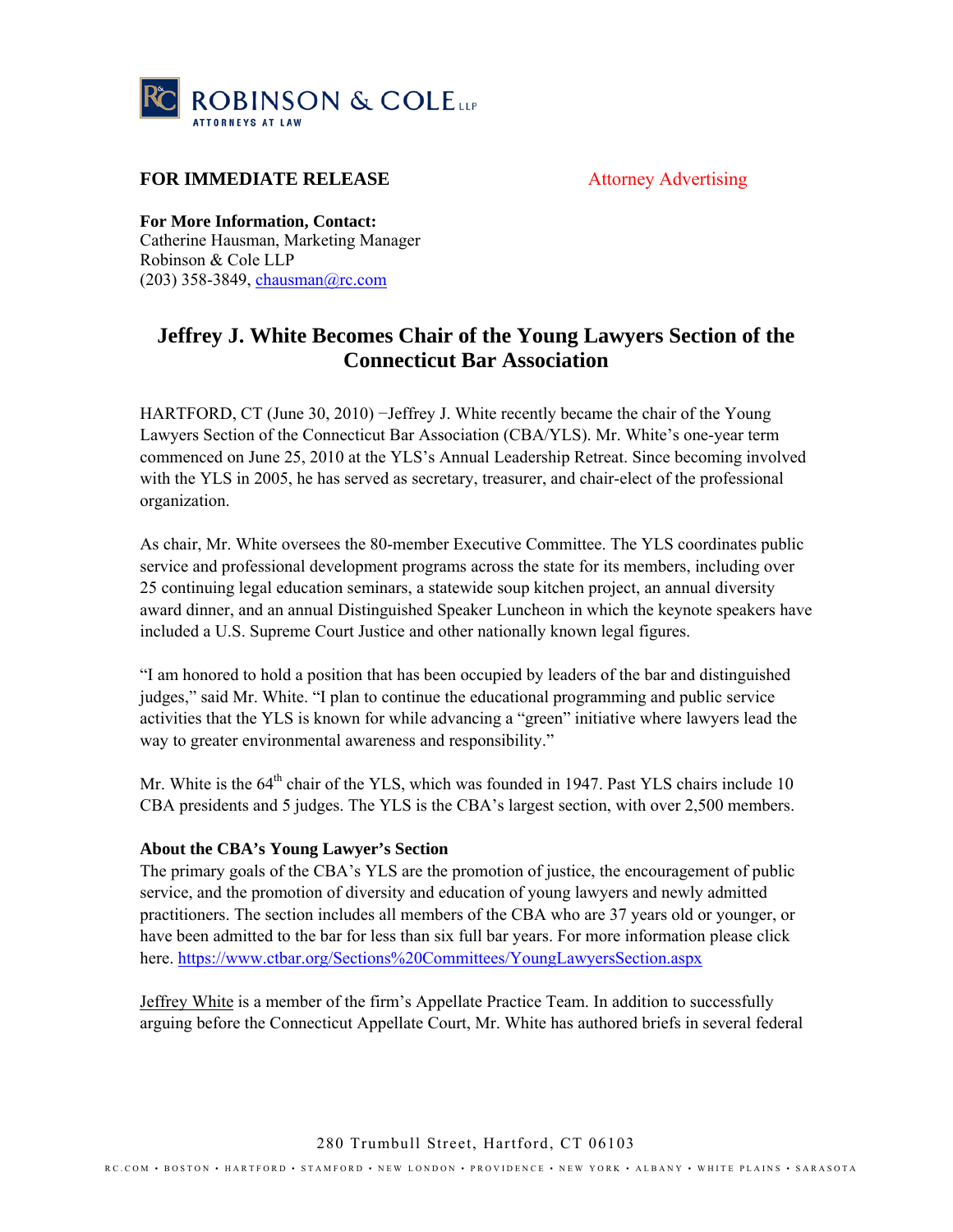ROBINSON & COLE LLP
ATTORNEYS AT LAW

**FOR IMMEDIATE RELEASE** Attorney Advertising

**For More Information, Contact:**
Catherine Hausman, Marketing Manager
Robinson & Cole LLP
(203) 358-3849, chausman@rc.com

# Jeffrey J. White Becomes Chair of the Young Lawyers Section of the Connecticut Bar Association

HARTFORD, CT (June 30, 2010) −Jeffrey J. White recently became the chair of the Young Lawyers Section of the Connecticut Bar Association (CBA/YLS). Mr. White's one-year term commenced on June 25, 2010 at the YLS's Annual Leadership Retreat. Since becoming involved with the YLS in 2005, he has served as secretary, treasurer, and chair-elect of the professional organization.

As chair, Mr. White oversees the 80-member Executive Committee. The YLS coordinates public service and professional development programs across the state for its members, including over 25 continuing legal education seminars, a statewide soup kitchen project, an annual diversity award dinner, and an annual Distinguished Speaker Luncheon in which the keynote speakers have included a U.S. Supreme Court Justice and other nationally known legal figures.

"I am honored to hold a position that has been occupied by leaders of the bar and distinguished judges," said Mr. White. "I plan to continue the educational programming and public service activities that the YLS is known for while advancing a "green" initiative where lawyers lead the way to greater environmental awareness and responsibility."

Mr. White is the 64th chair of the YLS, which was founded in 1947. Past YLS chairs include 10 CBA presidents and 5 judges. The YLS is the CBA's largest section, with over 2,500 members.

**About the CBA's Young Lawyer's Section**
The primary goals of the CBA's YLS are the promotion of justice, the encouragement of public service, and the promotion of diversity and education of young lawyers and newly admitted practitioners. The section includes all members of the CBA who are 37 years old or younger, or have been admitted to the bar for less than six full bar years. For more information please click here. https://www.ctbar.org/Sections%20Committees/YoungLawyersSection.aspx

Jeffrey White is a member of the firm's Appellate Practice Team. In addition to successfully arguing before the Connecticut Appellate Court, Mr. White has authored briefs in several federal

280 Trumbull Street, Hartford, CT 06103

RC.COM • BOSTON • HARTFORD • STAMFORD • NEW LONDON • PROVIDENCE • NEW YORK • ALBANY • WHITE PLAINS • SARASOTA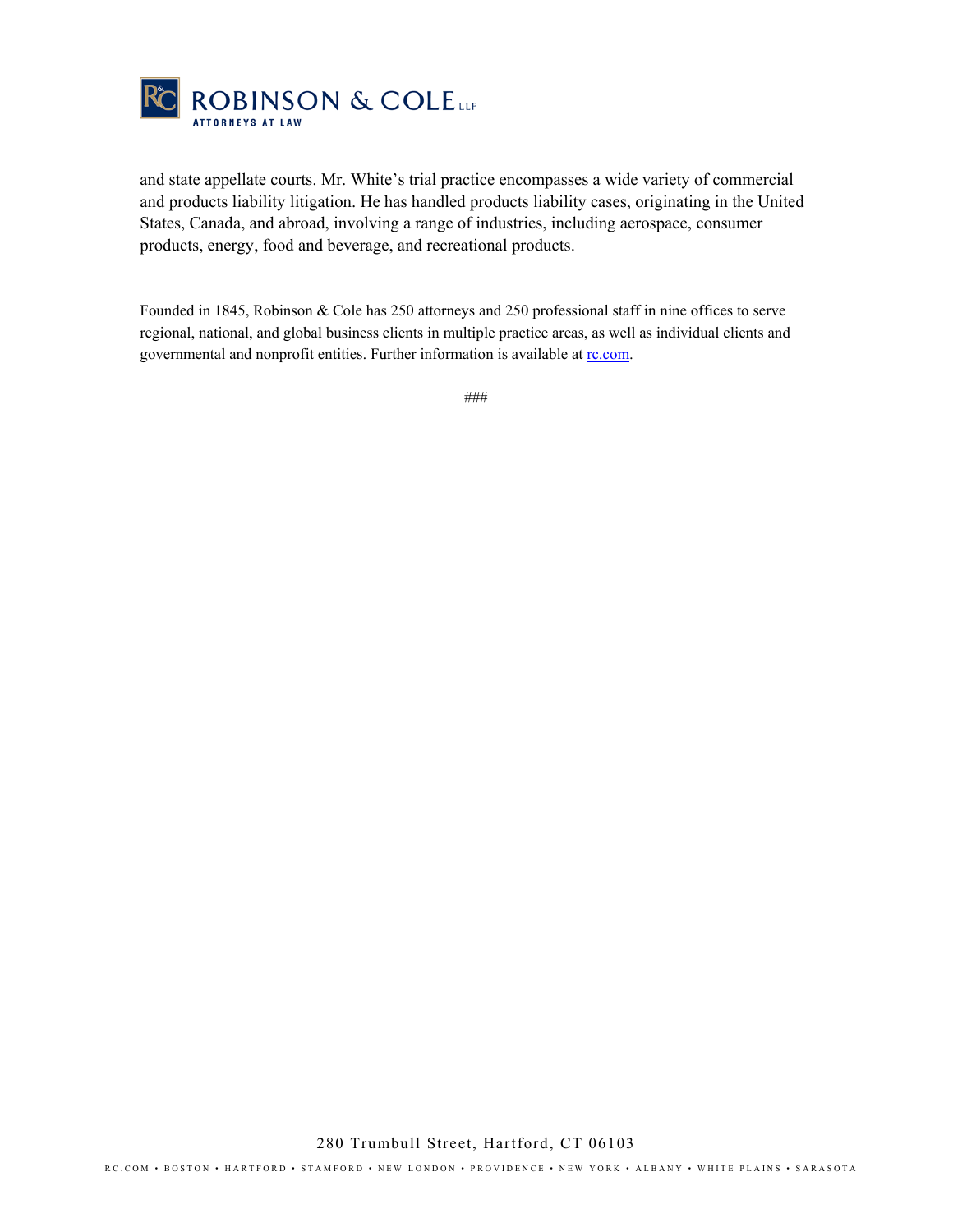and state appellate courts. Mr. White's trial practice encompasses a wide variety of commercial and products liability litigation. He has handled products liability cases, originating in the United States, Canada, and abroad, involving a range of industries, including aerospace, consumer products, energy, food and beverage, and recreational products.

Founded in 1845, Robinson & Cole has 250 attorneys and 250 professional staff in nine offices to serve regional, national, and global business clients in multiple practice areas, as well as individual clients and governmental and nonprofit entities. Further information is available at [rc.com](http://rc.com).

###